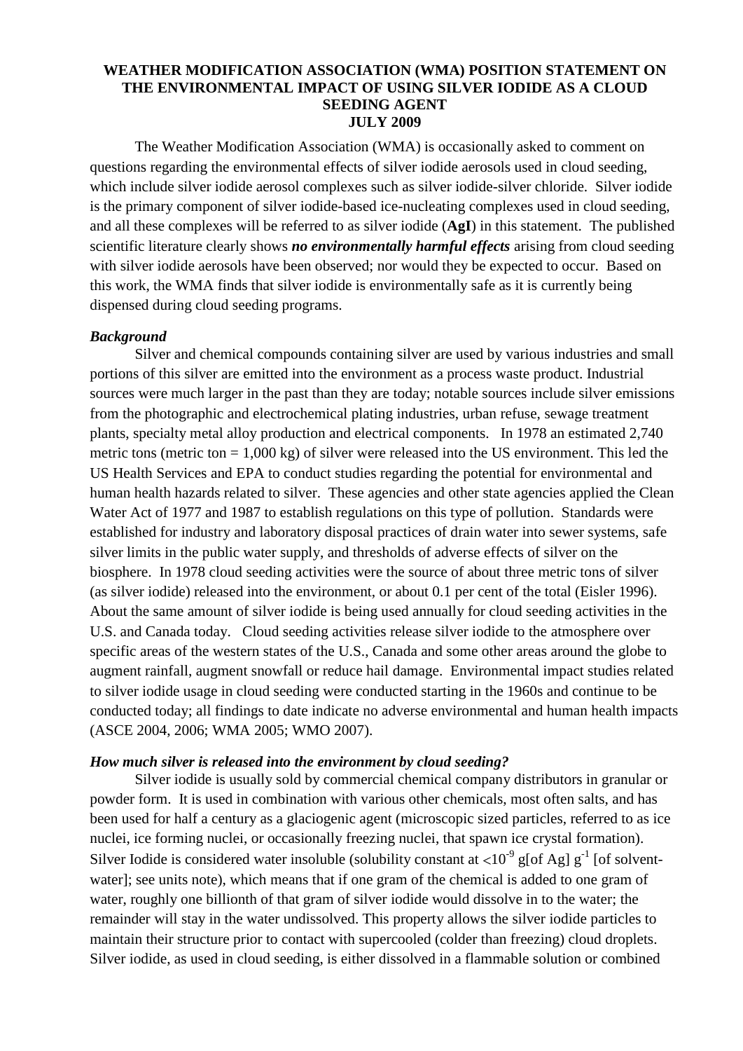# WEATHER MODIFICATION ASSOCIATION (WMA) POSITION STATEMENT ON THE ENVIRONMENTAL IMPACT OF USING SILVER IODIDE AS A CLOUD SEEDING AGENT
## JULY 2009

The Weather Modification Association (WMA) is occasionally asked to comment on questions regarding the environmental effects of silver iodide aerosols used in cloud seeding, which include silver iodide aerosol complexes such as silver iodide-silver chloride. Silver iodide is the primary component of silver iodide-based ice-nucleating complexes used in cloud seeding, and all these complexes will be referred to as silver iodide (**AgI**) in this statement. The published scientific literature clearly shows ***no environmentally harmful effects*** arising from cloud seeding with silver iodide aerosols have been observed; nor would they be expected to occur. Based on this work, the WMA finds that silver iodide is environmentally safe as it is currently being dispensed during cloud seeding programs.

### *Background*

Silver and chemical compounds containing silver are used by various industries and small portions of this silver are emitted into the environment as a process waste product. Industrial sources were much larger in the past than they are today; notable sources include silver emissions from the photographic and electrochemical plating industries, urban refuse, sewage treatment plants, specialty metal alloy production and electrical components. In 1978 an estimated 2,740 metric tons (metric ton = 1,000 kg) of silver were released into the US environment. This led the US Health Services and EPA to conduct studies regarding the potential for environmental and human health hazards related to silver. These agencies and other state agencies applied the Clean Water Act of 1977 and 1987 to establish regulations on this type of pollution. Standards were established for industry and laboratory disposal practices of drain water into sewer systems, safe silver limits in the public water supply, and thresholds of adverse effects of silver on the biosphere. In 1978 cloud seeding activities were the source of about three metric tons of silver (as silver iodide) released into the environment, or about 0.1 per cent of the total (Eisler 1996). About the same amount of silver iodide is being used annually for cloud seeding activities in the U.S. and Canada today. Cloud seeding activities release silver iodide to the atmosphere over specific areas of the western states of the U.S., Canada and some other areas around the globe to augment rainfall, augment snowfall or reduce hail damage. Environmental impact studies related to silver iodide usage in cloud seeding were conducted starting in the 1960s and continue to be conducted today; all findings to date indicate no adverse environmental and human health impacts (ASCE 2004, 2006; WMA 2005; WMO 2007).

### *How much silver is released into the environment by cloud seeding?*

Silver iodide is usually sold by commercial chemical company distributors in granular or powder form. It is used in combination with various other chemicals, most often salts, and has been used for half a century as a glaciogenic agent (microscopic sized particles, referred to as ice nuclei, ice forming nuclei, or occasionally freezing nuclei, that spawn ice crystal formation). Silver Iodide is considered water insoluble (solubility constant at $<10^{-9}$ g[of Ag] $g^{-1}$ [of solvent-water]; see units note), which means that if one gram of the chemical is added to one gram of water, roughly one billionth of that gram of silver iodide would dissolve in to the water; the remainder will stay in the water undissolved. This property allows the silver iodide particles to maintain their structure prior to contact with supercooled (colder than freezing) cloud droplets. Silver iodide, as used in cloud seeding, is either dissolved in a flammable solution or combined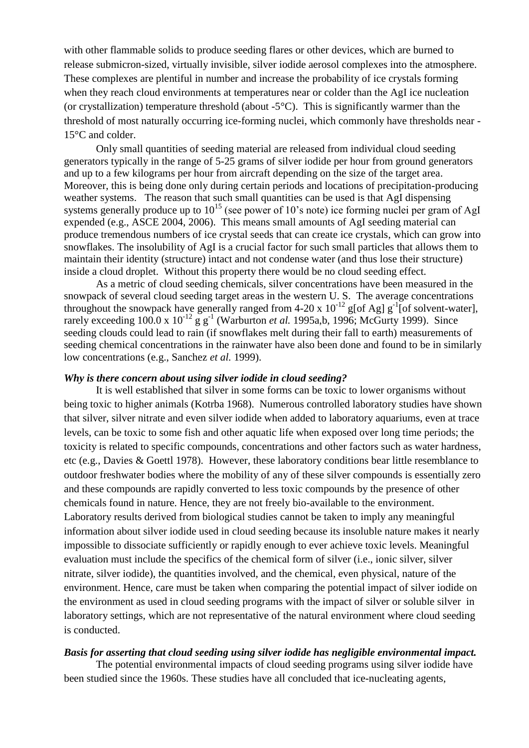with other flammable solids to produce seeding flares or other devices, which are burned to release submicron-sized, virtually invisible, silver iodide aerosol complexes into the atmosphere. These complexes are plentiful in number and increase the probability of ice crystals forming when they reach cloud environments at temperatures near or colder than the AgI ice nucleation (or crystallization) temperature threshold (about -5°C). This is significantly warmer than the threshold of most naturally occurring ice-forming nuclei, which commonly have thresholds near -15°C and colder.

Only small quantities of seeding material are released from individual cloud seeding generators typically in the range of 5-25 grams of silver iodide per hour from ground generators and up to a few kilograms per hour from aircraft depending on the size of the target area. Moreover, this is being done only during certain periods and locations of precipitation-producing weather systems. The reason that such small quantities can be used is that AgI dispensing systems generally produce up to $10^{15}$ (see power of 10's note) ice forming nuclei per gram of AgI expended (e.g., ASCE 2004, 2006). This means small amounts of AgI seeding material can produce tremendous numbers of ice crystal seeds that can create ice crystals, which can grow into snowflakes. The insolubility of AgI is a crucial factor for such small particles that allows them to maintain their identity (structure) intact and not condense water (and thus lose their structure) inside a cloud droplet. Without this property there would be no cloud seeding effect.

As a metric of cloud seeding chemicals, silver concentrations have been measured in the snowpack of several cloud seeding target areas in the western U. S. The average concentrations throughout the snowpack have generally ranged from 4-20 x $10^{-12}$ g[of Ag] $g^{-1}$[of solvent-water], rarely exceeding 100.0 x $10^{-12}$ g $g^{-1}$ (Warburton *et al.* 1995a,b, 1996; McGurty 1999). Since seeding clouds could lead to rain (if snowflakes melt during their fall to earth) measurements of seeding chemical concentrations in the rainwater have also been done and found to be in similarly low concentrations (e.g., Sanchez *et al.* 1999).

### *Why is there concern about using silver iodide in cloud seeding?*

It is well established that silver in some forms can be toxic to lower organisms without being toxic to higher animals (Kotrba 1968). Numerous controlled laboratory studies have shown that silver, silver nitrate and even silver iodide when added to laboratory aquariums, even at trace levels, can be toxic to some fish and other aquatic life when exposed over long time periods; the toxicity is related to specific compounds, concentrations and other factors such as water hardness, etc (e.g., Davies & Goettl 1978). However, these laboratory conditions bear little resemblance to outdoor freshwater bodies where the mobility of any of these silver compounds is essentially zero and these compounds are rapidly converted to less toxic compounds by the presence of other chemicals found in nature. Hence, they are not freely bio-available to the environment. Laboratory results derived from biological studies cannot be taken to imply any meaningful information about silver iodide used in cloud seeding because its insoluble nature makes it nearly impossible to dissociate sufficiently or rapidly enough to ever achieve toxic levels. Meaningful evaluation must include the specifics of the chemical form of silver (i.e., ionic silver, silver nitrate, silver iodide), the quantities involved, and the chemical, even physical, nature of the environment. Hence, care must be taken when comparing the potential impact of silver iodide on the environment as used in cloud seeding programs with the impact of silver or soluble silver in laboratory settings, which are not representative of the natural environment where cloud seeding is conducted.

### *Basis for asserting that cloud seeding using silver iodide has negligible environmental impact.*

The potential environmental impacts of cloud seeding programs using silver iodide have been studied since the 1960s. These studies have all concluded that ice-nucleating agents,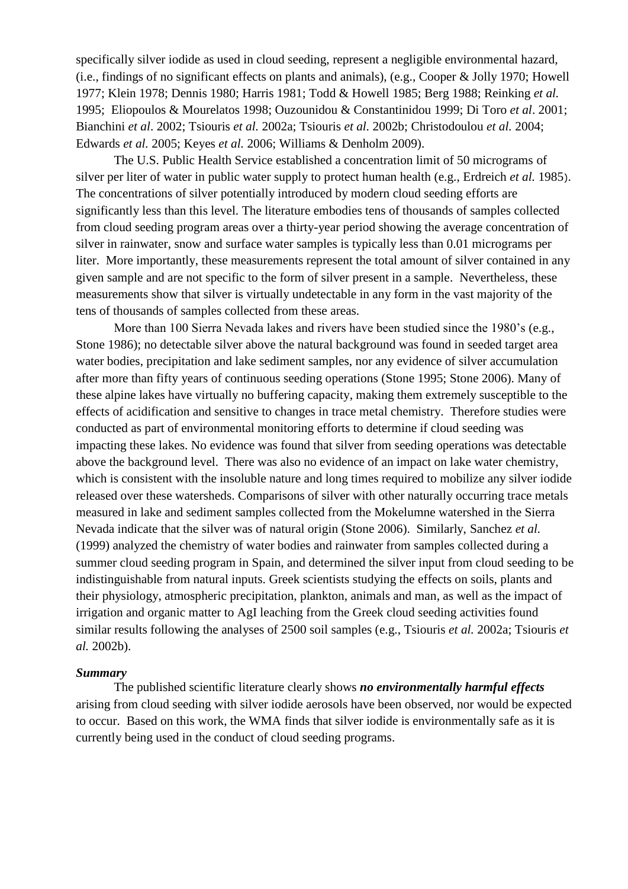specifically silver iodide as used in cloud seeding, represent a negligible environmental hazard, (i.e., findings of no significant effects on plants and animals), (e.g., Cooper & Jolly 1970; Howell 1977; Klein 1978; Dennis 1980; Harris 1981; Todd & Howell 1985; Berg 1988; Reinking *et al.* 1995; Eliopoulos & Mourelatos 1998; Ouzounidou & Constantinidou 1999; Di Toro *et al*. 2001; Bianchini *et al*. 2002; Tsiouris *et al.* 2002a; Tsiouris *et al.* 2002b; Christodoulou *et al.* 2004; Edwards *et al.* 2005; Keyes *et al.* 2006; Williams & Denholm 2009).

The U.S. Public Health Service established a concentration limit of 50 micrograms of silver per liter of water in public water supply to protect human health (e.g., Erdreich *et al.* 1985). The concentrations of silver potentially introduced by modern cloud seeding efforts are significantly less than this level. The literature embodies tens of thousands of samples collected from cloud seeding program areas over a thirty-year period showing the average concentration of silver in rainwater, snow and surface water samples is typically less than 0.01 micrograms per liter. More importantly, these measurements represent the total amount of silver contained in any given sample and are not specific to the form of silver present in a sample. Nevertheless, these measurements show that silver is virtually undetectable in any form in the vast majority of the tens of thousands of samples collected from these areas.

More than 100 Sierra Nevada lakes and rivers have been studied since the 1980's (e.g., Stone 1986); no detectable silver above the natural background was found in seeded target area water bodies, precipitation and lake sediment samples, nor any evidence of silver accumulation after more than fifty years of continuous seeding operations (Stone 1995; Stone 2006). Many of these alpine lakes have virtually no buffering capacity, making them extremely susceptible to the effects of acidification and sensitive to changes in trace metal chemistry. Therefore studies were conducted as part of environmental monitoring efforts to determine if cloud seeding was impacting these lakes. No evidence was found that silver from seeding operations was detectable above the background level. There was also no evidence of an impact on lake water chemistry, which is consistent with the insoluble nature and long times required to mobilize any silver iodide released over these watersheds. Comparisons of silver with other naturally occurring trace metals measured in lake and sediment samples collected from the Mokelumne watershed in the Sierra Nevada indicate that the silver was of natural origin (Stone 2006). Similarly, Sanchez *et al.* (1999) analyzed the chemistry of water bodies and rainwater from samples collected during a summer cloud seeding program in Spain, and determined the silver input from cloud seeding to be indistinguishable from natural inputs. Greek scientists studying the effects on soils, plants and their physiology, atmospheric precipitation, plankton, animals and man, as well as the impact of irrigation and organic matter to AgI leaching from the Greek cloud seeding activities found similar results following the analyses of 2500 soil samples (e.g., Tsiouris *et al.* 2002a; Tsiouris *et al.* 2002b).

***Summary***

The published scientific literature clearly shows ***no environmentally harmful effects*** arising from cloud seeding with silver iodide aerosols have been observed, nor would be expected to occur. Based on this work, the WMA finds that silver iodide is environmentally safe as it is currently being used in the conduct of cloud seeding programs.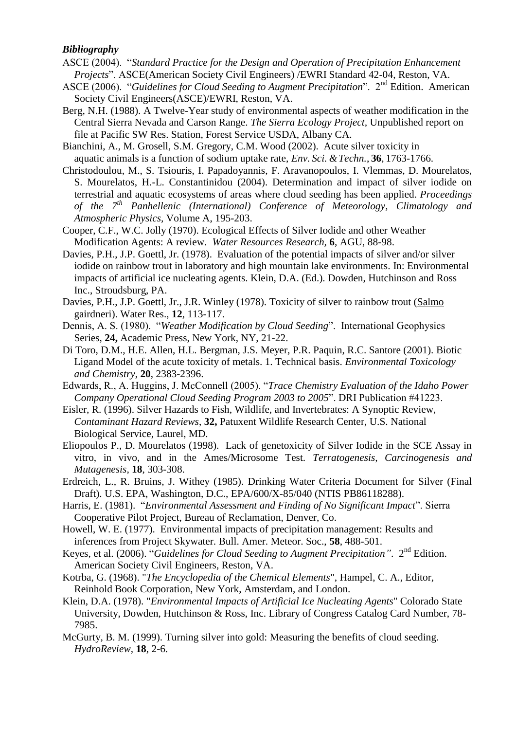***Bibliography***

ASCE (2004). "*Standard Practice for the Design and Operation of Precipitation Enhancement Projects*". ASCE(American Society Civil Engineers) /EWRI Standard 42-04, Reston, VA.

ASCE (2006). "*Guidelines for Cloud Seeding to Augment Precipitation*". 2nd Edition. American Society Civil Engineers(ASCE)/EWRI, Reston, VA.

Berg, N.H. (1988). A Twelve-Year study of environmental aspects of weather modification in the Central Sierra Nevada and Carson Range. *The Sierra Ecology Project*, Unpublished report on file at Pacific SW Res. Station, Forest Service USDA, Albany CA.

Bianchini, A., M. Grosell, S.M. Gregory, C.M. Wood (2002). Acute silver toxicity in aquatic animals is a function of sodium uptake rate, *Env. Sci. & Techn.*, **36**, 1763-1766.

Christodoulou, M., S. Tsiouris, I. Papadoyannis, F. Aravanopoulos, I. Vlemmas, D. Mourelatos, S. Mourelatos, H.-L. Constantinidou (2004). Determination and impact of silver iodide on terrestrial and aquatic ecosystems of areas where cloud seeding has been applied. *Proceedings of the 7th Panhellenic (International) Conference of Meteorology, Climatology and Atmospheric Physics*, Volume A, 195-203.

Cooper, C.F., W.C. Jolly (1970). Ecological Effects of Silver Iodide and other Weather Modification Agents: A review. *Water Resources Research*, **6**, AGU, 88-98.

Davies, P.H., J.P. Goettl, Jr. (1978). Evaluation of the potential impacts of silver and/or silver iodide on rainbow trout in laboratory and high mountain lake environments. In: Environmental impacts of artificial ice nucleating agents. Klein, D.A. (Ed.). Dowden, Hutchinson and Ross Inc., Stroudsburg, PA.

Davies, P.H., J.P. Goettl, Jr., J.R. Winley (1978). Toxicity of silver to rainbow trout (Salmo gairdneri). Water Res., **12**, 113-117.

Dennis, A. S. (1980). "*Weather Modification by Cloud Seeding*". International Geophysics Series, **24,** Academic Press, New York, NY, 21-22.

Di Toro, D.M., H.E. Allen, H.L. Bergman, J.S. Meyer, P.R. Paquin, R.C. Santore (2001). Biotic Ligand Model of the acute toxicity of metals. 1. Technical basis. *Environmental Toxicology and Chemistry*, **20**, 2383-2396.

Edwards, R., A. Huggins, J. McConnell (2005). "*Trace Chemistry Evaluation of the Idaho Power Company Operational Cloud Seeding Program 2003 to 2005*". DRI Publication #41223.

Eisler, R. (1996). Silver Hazards to Fish, Wildlife, and Invertebrates: A Synoptic Review, *Contaminant Hazard Reviews*, **32,** Patuxent Wildlife Research Center, U.S. National Biological Service, Laurel, MD.

Eliopoulos P., D. Mourelatos (1998). Lack of genetoxicity of Silver Iodide in the SCE Assay in vitro, in vivo, and in the Ames/Microsome Test. *Terratogenesis, Carcinogenesis and Mutagenesis*, **18**, 303-308.

Erdreich, L., R. Bruins, J. Withey (1985). Drinking Water Criteria Document for Silver (Final Draft). U.S. EPA, Washington, D.C., EPA/600/X-85/040 (NTIS PB86118288).

Harris, E. (1981). "*Environmental Assessment and Finding of No Significant Impact*". Sierra Cooperative Pilot Project, Bureau of Reclamation, Denver, Co.

Howell, W. E. (1977). Environmental impacts of precipitation management: Results and inferences from Project Skywater. Bull. Amer. Meteor. Soc., **58**, 488-501.

Keyes, et al. (2006). "*Guidelines for Cloud Seeding to Augment Precipitation"*. 2nd Edition. American Society Civil Engineers, Reston, VA.

Kotrba, G. (1968). "*The Encyclopedia of the Chemical Elements*", Hampel, C. A., Editor, Reinhold Book Corporation, New York, Amsterdam, and London.

Klein, D.A. (1978). "*Environmental Impacts of Artificial Ice Nucleating Agents*" Colorado State University, Dowden, Hutchinson & Ross, Inc. Library of Congress Catalog Card Number, 78-7985.

McGurty, B. M. (1999). Turning silver into gold: Measuring the benefits of cloud seeding. *HydroReview*, **18**, 2-6.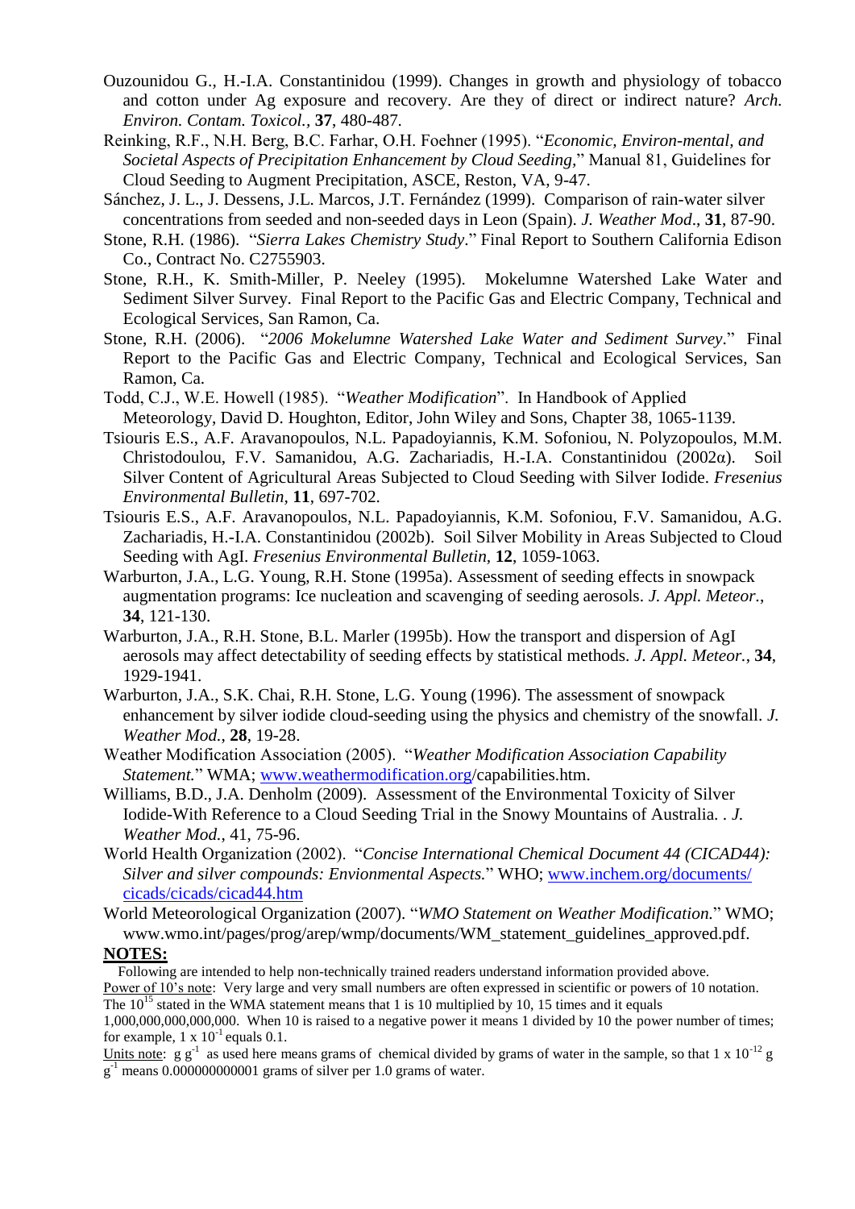Ouzounidou G., H.-I.A. Constantinidou (1999). Changes in growth and physiology of tobacco and cotton under Ag exposure and recovery. Are they of direct or indirect nature? *Arch. Environ. Contam. Toxicol.*, **37**, 480-487.

Reinking, R.F., N.H. Berg, B.C. Farhar, O.H. Foehner (1995). "*Economic, Environ-mental, and Societal Aspects of Precipitation Enhancement by Cloud Seeding*," Manual 81, Guidelines for Cloud Seeding to Augment Precipitation, ASCE, Reston, VA, 9-47.

Sánchez, J. L., J. Dessens, J.L. Marcos, J.T. Fernández (1999). Comparison of rain-water silver concentrations from seeded and non-seeded days in Leon (Spain). *J. Weather Mod*., **31**, 87-90.

Stone, R.H. (1986). "*Sierra Lakes Chemistry Study*." Final Report to Southern California Edison Co., Contract No. C2755903.

Stone, R.H., K. Smith-Miller, P. Neeley (1995). Mokelumne Watershed Lake Water and Sediment Silver Survey. Final Report to the Pacific Gas and Electric Company, Technical and Ecological Services, San Ramon, Ca.

Stone, R.H. (2006). "*2006 Mokelumne Watershed Lake Water and Sediment Survey*." Final Report to the Pacific Gas and Electric Company, Technical and Ecological Services, San Ramon, Ca.

Todd, C.J., W.E. Howell (1985). "*Weather Modification*". In Handbook of Applied Meteorology, David D. Houghton, Editor, John Wiley and Sons, Chapter 38, 1065-1139.

Tsiouris E.S., A.F. Aravanopoulos, N.L. Papadoyiannis, K.M. Sofoniou, N. Polyzopoulos, M.M. Christodoulou, F.V. Samanidou, A.G. Zachariadis, H.-I.A. Constantinidou (2002α). Soil Silver Content of Agricultural Areas Subjected to Cloud Seeding with Silver Iodide. *Fresenius Environmental Bulletin*, **11**, 697-702.

Tsiouris E.S., A.F. Aravanopoulos, N.L. Papadoyiannis, K.M. Sofoniou, F.V. Samanidou, A.G. Zachariadis, H.-I.A. Constantinidou (2002b). Soil Silver Mobility in Areas Subjected to Cloud Seeding with AgI. *Fresenius Environmental Bulletin*, **12**, 1059-1063.

Warburton, J.A., L.G. Young, R.H. Stone (1995a). Assessment of seeding effects in snowpack augmentation programs: Ice nucleation and scavenging of seeding aerosols. *J. Appl. Meteor.*, **34**, 121-130.

Warburton, J.A., R.H. Stone, B.L. Marler (1995b). How the transport and dispersion of AgI aerosols may affect detectability of seeding effects by statistical methods. *J. Appl. Meteor.*, **34**, 1929-1941.

Warburton, J.A., S.K. Chai, R.H. Stone, L.G. Young (1996). The assessment of snowpack enhancement by silver iodide cloud-seeding using the physics and chemistry of the snowfall. *J. Weather Mod.*, **28**, 19-28.

Weather Modification Association (2005). "*Weather Modification Association Capability Statement.*" WMA; www.weathermodification.org/capabilities.htm.

Williams, B.D., J.A. Denholm (2009). Assessment of the Environmental Toxicity of Silver Iodide-With Reference to a Cloud Seeding Trial in the Snowy Mountains of Australia. . *J. Weather Mod.*, 41, 75-96.

World Health Organization (2002). "*Concise International Chemical Document 44 (CICAD44): Silver and silver compounds: Envionmental Aspects.*" WHO; www.inchem.org/documents/cicads/cicads/cicad44.htm

World Meteorological Organization (2007). "*WMO Statement on Weather Modification.*" WMO; www.wmo.int/pages/prog/arep/wmp/documents/WM_statement_guidelines_approved.pdf.

**NOTES:**

Following are intended to help non-technically trained readers understand information provided above.

Power of 10's note: Very large and very small numbers are often expressed in scientific or powers of 10 notation. The $10^{15}$ stated in the WMA statement means that 1 is 10 multiplied by 10, 15 times and it equals 1,000,000,000,000,000. When 10 is raised to a negative power it means 1 divided by 10 the power number of times; for example, $1 \times 10^{-1}$ equals 0.1.

Units note: $g\ g^{-1}$ as used here means grams of chemical divided by grams of water in the sample, so that $1 \times 10^{-12}\ g\ g^{-1}$ means 0.000000000001 grams of silver per 1.0 grams of water.